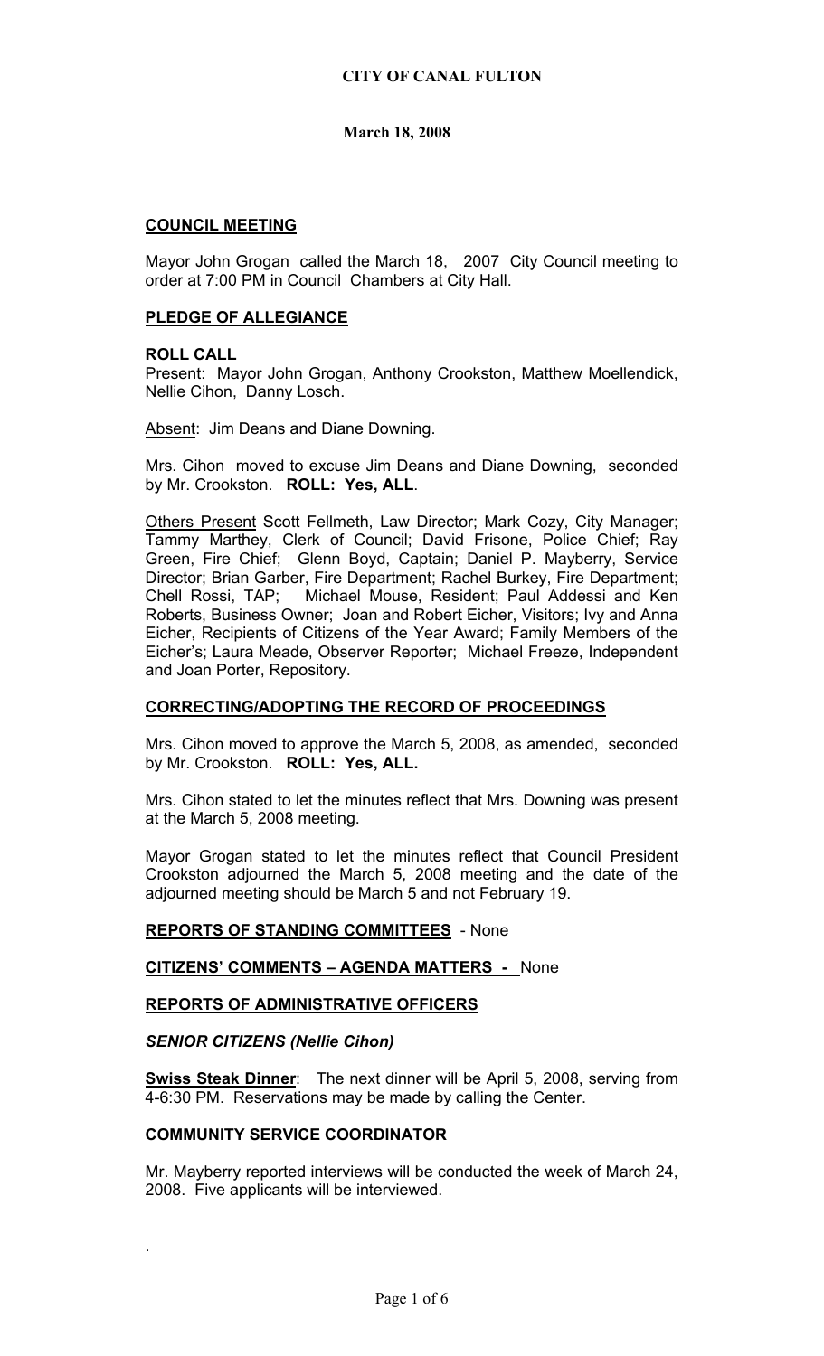**CITY OF CANAL FULTON**

**March 18, 2008**

## COUNCIL MEETING

Mayor John Grogan called the March 18, 2007 City Council meeting to order at 7:00 PM in Council Chambers at City Hall.

## PLEDGE OF ALLEGIANCE

## ROLL CALL

Present: Mayor John Grogan, Anthony Crookston, Matthew Moellendick, Nellie Cihon, Danny Losch.

Absent: Jim Deans and Diane Downing.

Mrs. Cihon moved to excuse Jim Deans and Diane Downing, seconded by Mr. Crookston. **ROLL: Yes, ALL**.

Others Present Scott Fellmeth, Law Director; Mark Cozy, City Manager; Tammy Marthey, Clerk of Council; David Frisone, Police Chief; Ray Green, Fire Chief; Glenn Boyd, Captain; Daniel P. Mayberry, Service Director; Brian Garber, Fire Department; Rachel Burkey, Fire Department; Chell Rossi, TAP; Michael Mouse, Resident; Paul Addessi and Ken Roberts, Business Owner; Joan and Robert Eicher, Visitors; Ivy and Anna Eicher, Recipients of Citizens of the Year Award; Family Members of the Eicher's; Laura Meade, Observer Reporter; Michael Freeze, Independent and Joan Porter, Repository.

## CORRECTING/ADOPTING THE RECORD OF PROCEEDINGS

Mrs. Cihon moved to approve the March 5, 2008, as amended, seconded by Mr. Crookston. **ROLL: Yes, ALL.**

Mrs. Cihon stated to let the minutes reflect that Mrs. Downing was present at the March 5, 2008 meeting.

Mayor Grogan stated to let the minutes reflect that Council President Crookston adjourned the March 5, 2008 meeting and the date of the adjourned meeting should be March 5 and not February 19.

## REPORTS OF STANDING COMMITTEES - None

## CITIZENS' COMMENTS – AGENDA MATTERS - None

## REPORTS OF ADMINISTRATIVE OFFICERS

### *SENIOR CITIZENS (Nellie Cihon)*

**Swiss Steak Dinner**: The next dinner will be April 5, 2008, serving from 4-6:30 PM. Reservations may be made by calling the Center.

### COMMUNITY SERVICE COORDINATOR

Mr. Mayberry reported interviews will be conducted the week of March 24, 2008. Five applicants will be interviewed.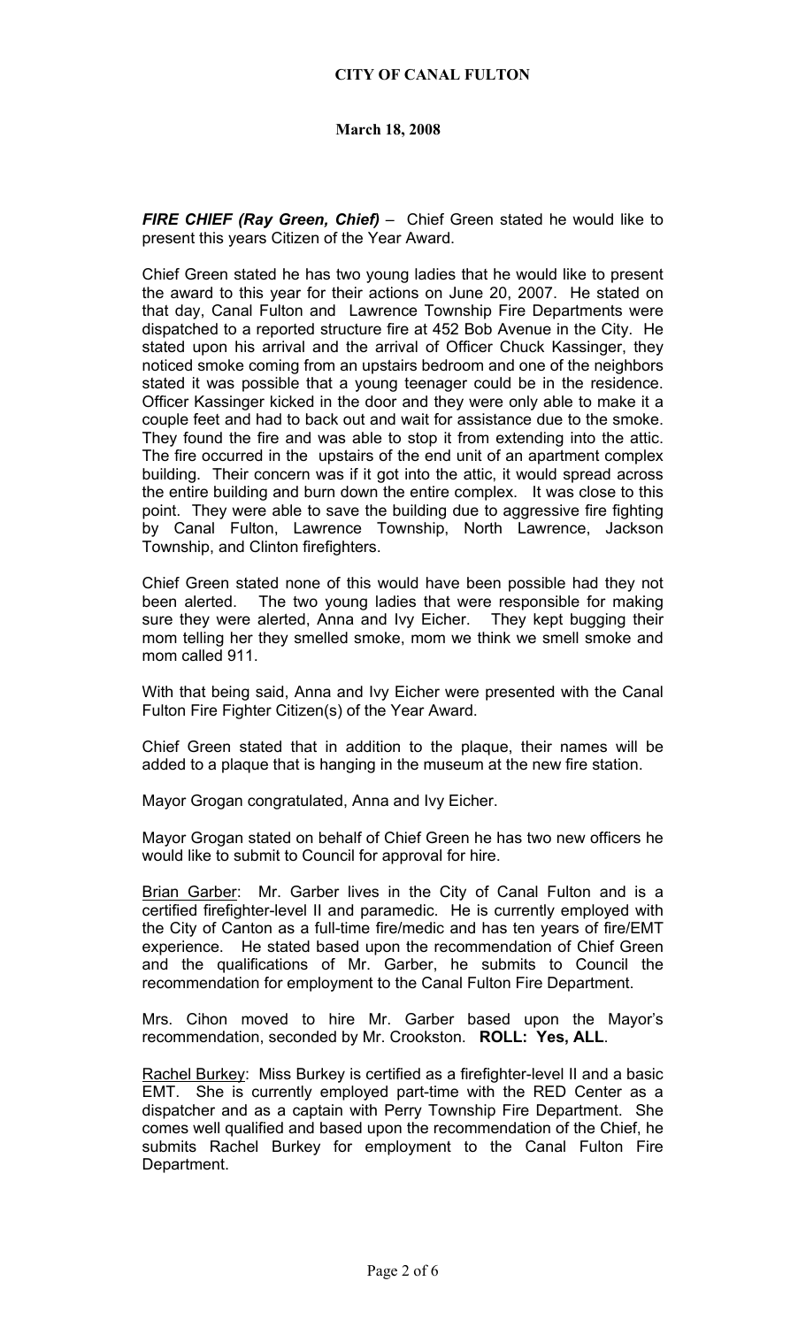**CITY OF CANAL FULTON**

**March 18, 2008**

***FIRE CHIEF (Ray Green, Chief)*** – Chief Green stated he would like to present this years Citizen of the Year Award.

Chief Green stated he has two young ladies that he would like to present the award to this year for their actions on June 20, 2007. He stated on that day, Canal Fulton and Lawrence Township Fire Departments were dispatched to a reported structure fire at 452 Bob Avenue in the City. He stated upon his arrival and the arrival of Officer Chuck Kassinger, they noticed smoke coming from an upstairs bedroom and one of the neighbors stated it was possible that a young teenager could be in the residence. Officer Kassinger kicked in the door and they were only able to make it a couple feet and had to back out and wait for assistance due to the smoke. They found the fire and was able to stop it from extending into the attic. The fire occurred in the upstairs of the end unit of an apartment complex building. Their concern was if it got into the attic, it would spread across the entire building and burn down the entire complex. It was close to this point. They were able to save the building due to aggressive fire fighting by Canal Fulton, Lawrence Township, North Lawrence, Jackson Township, and Clinton firefighters.

Chief Green stated none of this would have been possible had they not been alerted. The two young ladies that were responsible for making sure they were alerted, Anna and Ivy Eicher. They kept bugging their mom telling her they smelled smoke, mom we think we smell smoke and mom called 911.

With that being said, Anna and Ivy Eicher were presented with the Canal Fulton Fire Fighter Citizen(s) of the Year Award.

Chief Green stated that in addition to the plaque, their names will be added to a plaque that is hanging in the museum at the new fire station.

Mayor Grogan congratulated, Anna and Ivy Eicher.

Mayor Grogan stated on behalf of Chief Green he has two new officers he would like to submit to Council for approval for hire.

<u>Brian Garber</u>: Mr. Garber lives in the City of Canal Fulton and is a certified firefighter-level II and paramedic. He is currently employed with the City of Canton as a full-time fire/medic and has ten years of fire/EMT experience. He stated based upon the recommendation of Chief Green and the qualifications of Mr. Garber, he submits to Council the recommendation for employment to the Canal Fulton Fire Department.

Mrs. Cihon moved to hire Mr. Garber based upon the Mayor's recommendation, seconded by Mr. Crookston. **ROLL: Yes, ALL**.

<u>Rachel Burkey</u>: Miss Burkey is certified as a firefighter-level II and a basic EMT. She is currently employed part-time with the RED Center as a dispatcher and as a captain with Perry Township Fire Department. She comes well qualified and based upon the recommendation of the Chief, he submits Rachel Burkey for employment to the Canal Fulton Fire Department.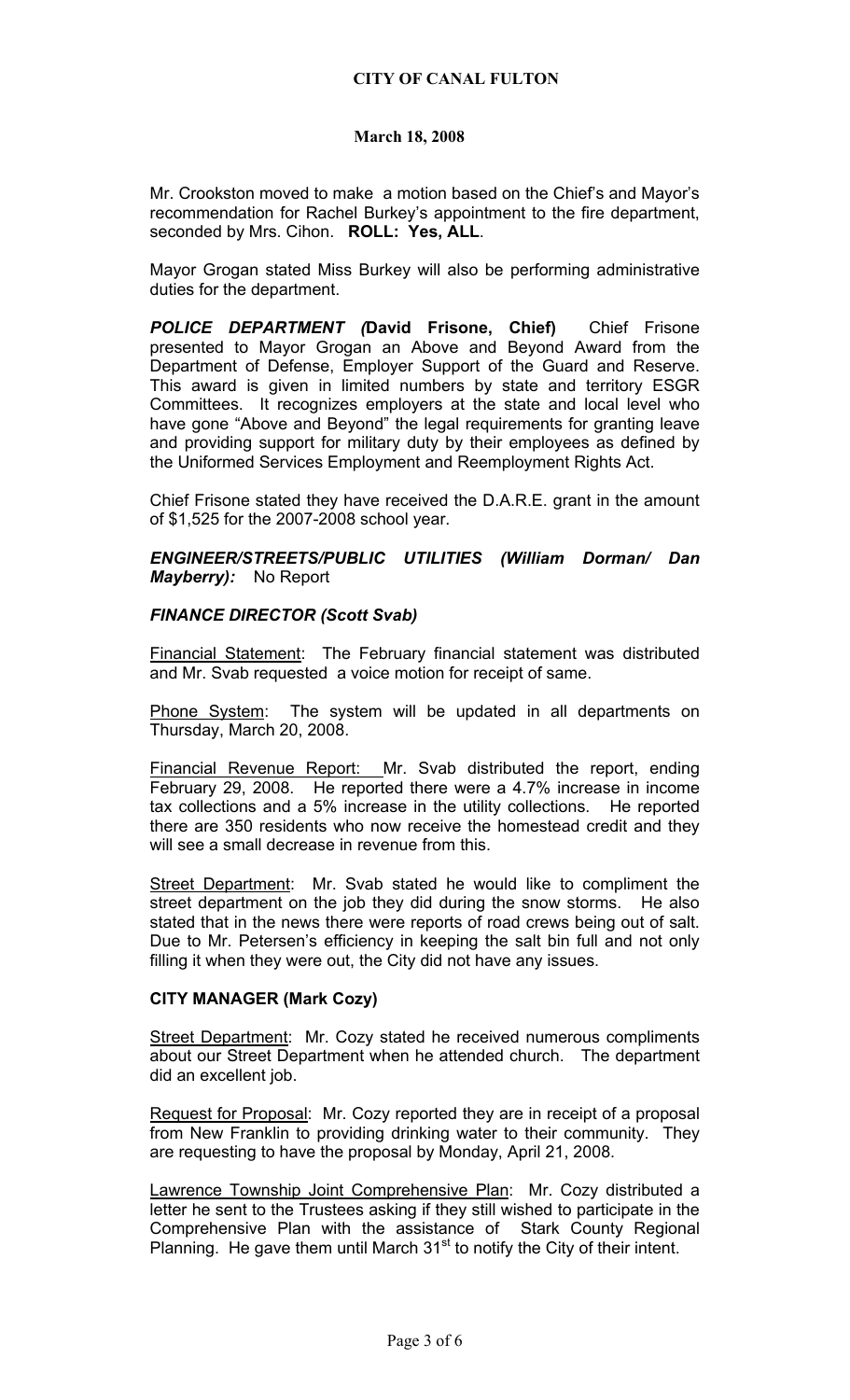**CITY OF CANAL FULTON**

**March 18, 2008**

Mr. Crookston moved to make a motion based on the Chief's and Mayor's recommendation for Rachel Burkey's appointment to the fire department, seconded by Mrs. Cihon. **ROLL: Yes, ALL**.

Mayor Grogan stated Miss Burkey will also be performing administrative duties for the department.

***POLICE DEPARTMENT (*David Frisone, Chief)** Chief Frisone presented to Mayor Grogan an Above and Beyond Award from the Department of Defense, Employer Support of the Guard and Reserve. This award is given in limited numbers by state and territory ESGR Committees. It recognizes employers at the state and local level who have gone "Above and Beyond" the legal requirements for granting leave and providing support for military duty by their employees as defined by the Uniformed Services Employment and Reemployment Rights Act.

Chief Frisone stated they have received the D.A.R.E. grant in the amount of $1,525 for the 2007-2008 school year.

***ENGINEER/STREETS/PUBLIC UTILITIES (William Dorman/ Dan Mayberry):*** No Report

***FINANCE DIRECTOR (Scott Svab)***

Financial Statement: The February financial statement was distributed and Mr. Svab requested a voice motion for receipt of same.

Phone System: The system will be updated in all departments on Thursday, March 20, 2008.

Financial Revenue Report: Mr. Svab distributed the report, ending February 29, 2008. He reported there were a 4.7% increase in income tax collections and a 5% increase in the utility collections. He reported there are 350 residents who now receive the homestead credit and they will see a small decrease in revenue from this.

Street Department: Mr. Svab stated he would like to compliment the street department on the job they did during the snow storms. He also stated that in the news there were reports of road crews being out of salt. Due to Mr. Petersen's efficiency in keeping the salt bin full and not only filling it when they were out, the City did not have any issues.

**CITY MANAGER (Mark Cozy)**

Street Department: Mr. Cozy stated he received numerous compliments about our Street Department when he attended church. The department did an excellent job.

Request for Proposal: Mr. Cozy reported they are in receipt of a proposal from New Franklin to providing drinking water to their community. They are requesting to have the proposal by Monday, April 21, 2008.

Lawrence Township Joint Comprehensive Plan: Mr. Cozy distributed a letter he sent to the Trustees asking if they still wished to participate in the Comprehensive Plan with the assistance of Stark County Regional Planning. He gave them until March 31st to notify the City of their intent.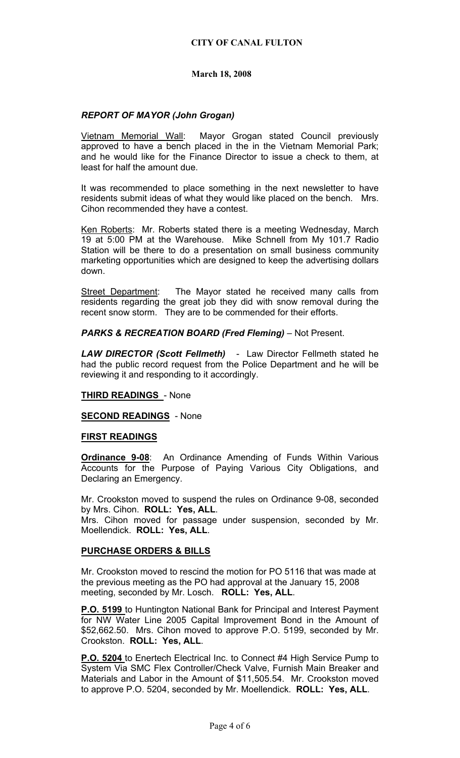**CITY OF CANAL FULTON**

**March 18, 2008**

### *REPORT OF MAYOR (John Grogan)*

Vietnam Memorial Wall: Mayor Grogan stated Council previously approved to have a bench placed in the in the Vietnam Memorial Park; and he would like for the Finance Director to issue a check to them, at least for half the amount due.

It was recommended to place something in the next newsletter to have residents submit ideas of what they would like placed on the bench. Mrs. Cihon recommended they have a contest.

Ken Roberts: Mr. Roberts stated there is a meeting Wednesday, March 19 at 5:00 PM at the Warehouse. Mike Schnell from My 101.7 Radio Station will be there to do a presentation on small business community marketing opportunities which are designed to keep the advertising dollars down.

Street Department: The Mayor stated he received many calls from residents regarding the great job they did with snow removal during the recent snow storm. They are to be commended for their efforts.

***PARKS & RECREATION BOARD (Fred Fleming)*** – Not Present.

***LAW DIRECTOR (Scott Fellmeth)*** - Law Director Fellmeth stated he had the public record request from the Police Department and he will be reviewing it and responding to it accordingly.

**THIRD READINGS** - None

**SECOND READINGS** - None

**FIRST READINGS**

**Ordinance 9-08**: An Ordinance Amending of Funds Within Various Accounts for the Purpose of Paying Various City Obligations, and Declaring an Emergency.

Mr. Crookston moved to suspend the rules on Ordinance 9-08, seconded by Mrs. Cihon. **ROLL: Yes, ALL**.
Mrs. Cihon moved for passage under suspension, seconded by Mr. Moellendick. **ROLL: Yes, ALL**.

**PURCHASE ORDERS & BILLS**

Mr. Crookston moved to rescind the motion for PO 5116 that was made at the previous meeting as the PO had approval at the January 15, 2008 meeting, seconded by Mr. Losch. **ROLL: Yes, ALL**.

**P.O. 5199** to Huntington National Bank for Principal and Interest Payment for NW Water Line 2005 Capital Improvement Bond in the Amount of $52,662.50. Mrs. Cihon moved to approve P.O. 5199, seconded by Mr. Crookston. **ROLL: Yes, ALL**.

**P.O. 5204** to Enertech Electrical Inc. to Connect #4 High Service Pump to System Via SMC Flex Controller/Check Valve, Furnish Main Breaker and Materials and Labor in the Amount of $11,505.54. Mr. Crookston moved to approve P.O. 5204, seconded by Mr. Moellendick. **ROLL: Yes, ALL**.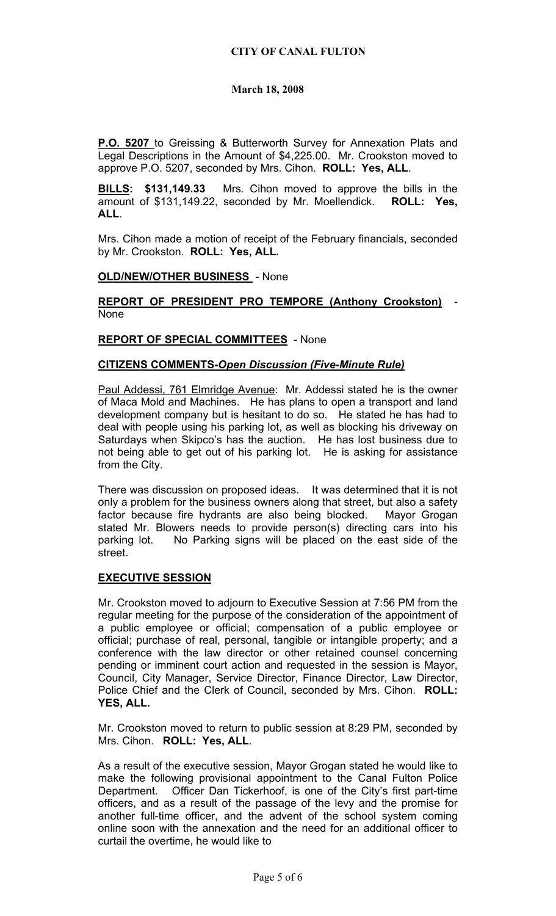**P.O. 5207** to Greissing & Butterworth Survey for Annexation Plats and Legal Descriptions in the Amount of $4,225.00. Mr. Crookston moved to approve P.O. 5207, seconded by Mrs. Cihon. **ROLL: Yes, ALL**.

**BILLS: $131,149.33** Mrs. Cihon moved to approve the bills in the amount of $131,149.22, seconded by Mr. Moellendick. **ROLL: Yes, ALL**.

Mrs. Cihon made a motion of receipt of the February financials, seconded by Mr. Crookston. **ROLL: Yes, ALL.**

**OLD/NEW/OTHER BUSINESS** - None

**REPORT OF PRESIDENT PRO TEMPORE (Anthony Crookston)** - None

**REPORT OF SPECIAL COMMITTEES** - None

**CITIZENS COMMENTS-*Open Discussion (Five-Minute Rule)***

Paul Addessi, 761 Elmridge Avenue: Mr. Addessi stated he is the owner of Maca Mold and Machines. He has plans to open a transport and land development company but is hesitant to do so. He stated he has had to deal with people using his parking lot, as well as blocking his driveway on Saturdays when Skipco's has the auction. He has lost business due to not being able to get out of his parking lot. He is asking for assistance from the City.

There was discussion on proposed ideas. It was determined that it is not only a problem for the business owners along that street, but also a safety factor because fire hydrants are also being blocked. Mayor Grogan stated Mr. Blowers needs to provide person(s) directing cars into his parking lot. No Parking signs will be placed on the east side of the street.

**EXECUTIVE SESSION**

Mr. Crookston moved to adjourn to Executive Session at 7:56 PM from the regular meeting for the purpose of the consideration of the appointment of a public employee or official; compensation of a public employee or official; purchase of real, personal, tangible or intangible property; and a conference with the law director or other retained counsel concerning pending or imminent court action and requested in the session is Mayor, Council, City Manager, Service Director, Finance Director, Law Director, Police Chief and the Clerk of Council, seconded by Mrs. Cihon. **ROLL: YES, ALL.**

Mr. Crookston moved to return to public session at 8:29 PM, seconded by Mrs. Cihon. **ROLL: Yes, ALL**.

As a result of the executive session, Mayor Grogan stated he would like to make the following provisional appointment to the Canal Fulton Police Department. Officer Dan Tickerhoof, is one of the City's first part-time officers, and as a result of the passage of the levy and the promise for another full-time officer, and the advent of the school system coming online soon with the annexation and the need for an additional officer to curtail the overtime, he would like to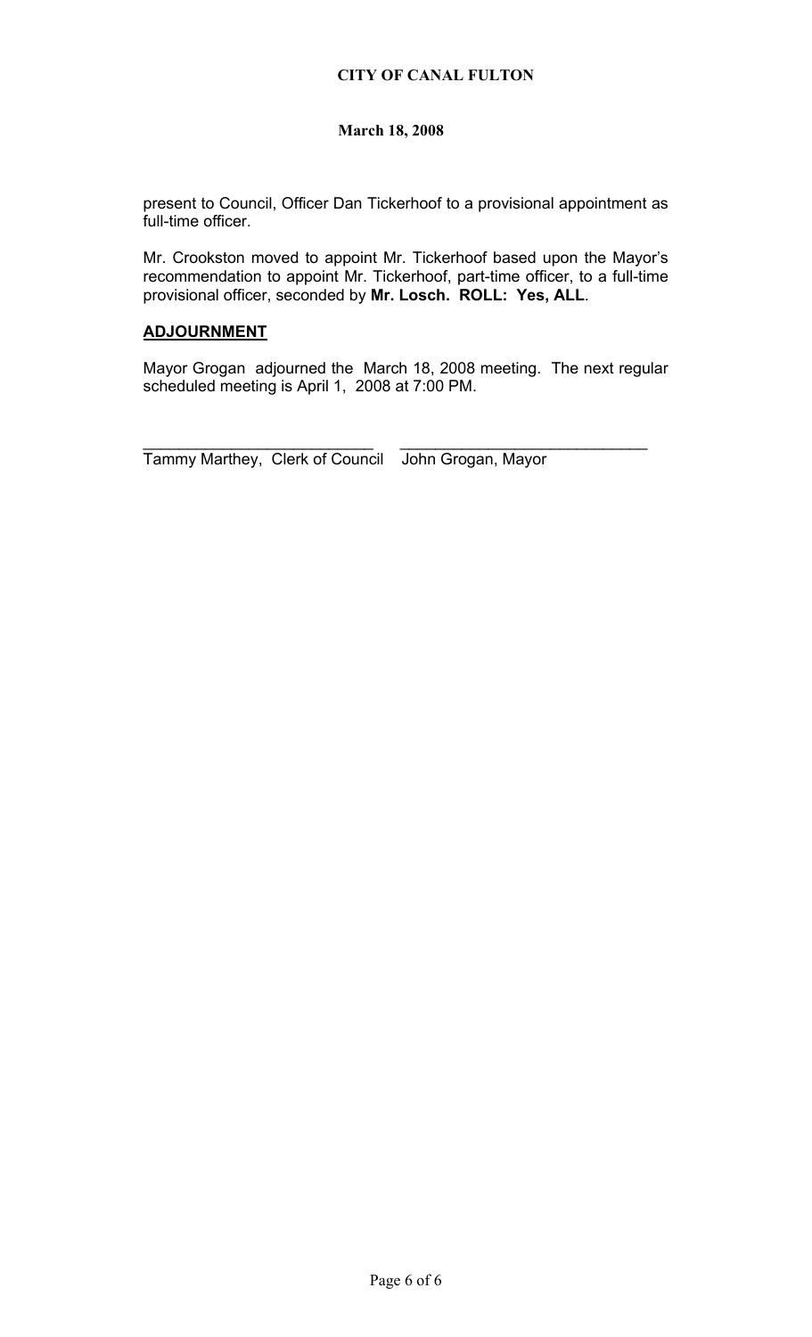present to Council, Officer Dan Tickerhoof to a provisional appointment as full-time officer.

Mr. Crookston moved to appoint Mr. Tickerhoof based upon the Mayor's recommendation to appoint Mr. Tickerhoof, part-time officer, to a full-time provisional officer, seconded by **Mr. Losch. ROLL: Yes, ALL**.

## ADJOURNMENT

Mayor Grogan adjourned the March 18, 2008 meeting. The next regular scheduled meeting is April 1, 2008 at 7:00 PM.

\_\_\_\_\_\_\_\_\_\_\_\_\_\_\_\_\_\_\_\_\_\_\_\_\_\_ \_\_\_\_\_\_\_\_\_\_\_\_\_\_\_\_\_\_\_\_\_\_\_\_\_\_\_\_

Tammy Marthey, Clerk of Council John Grogan, Mayor